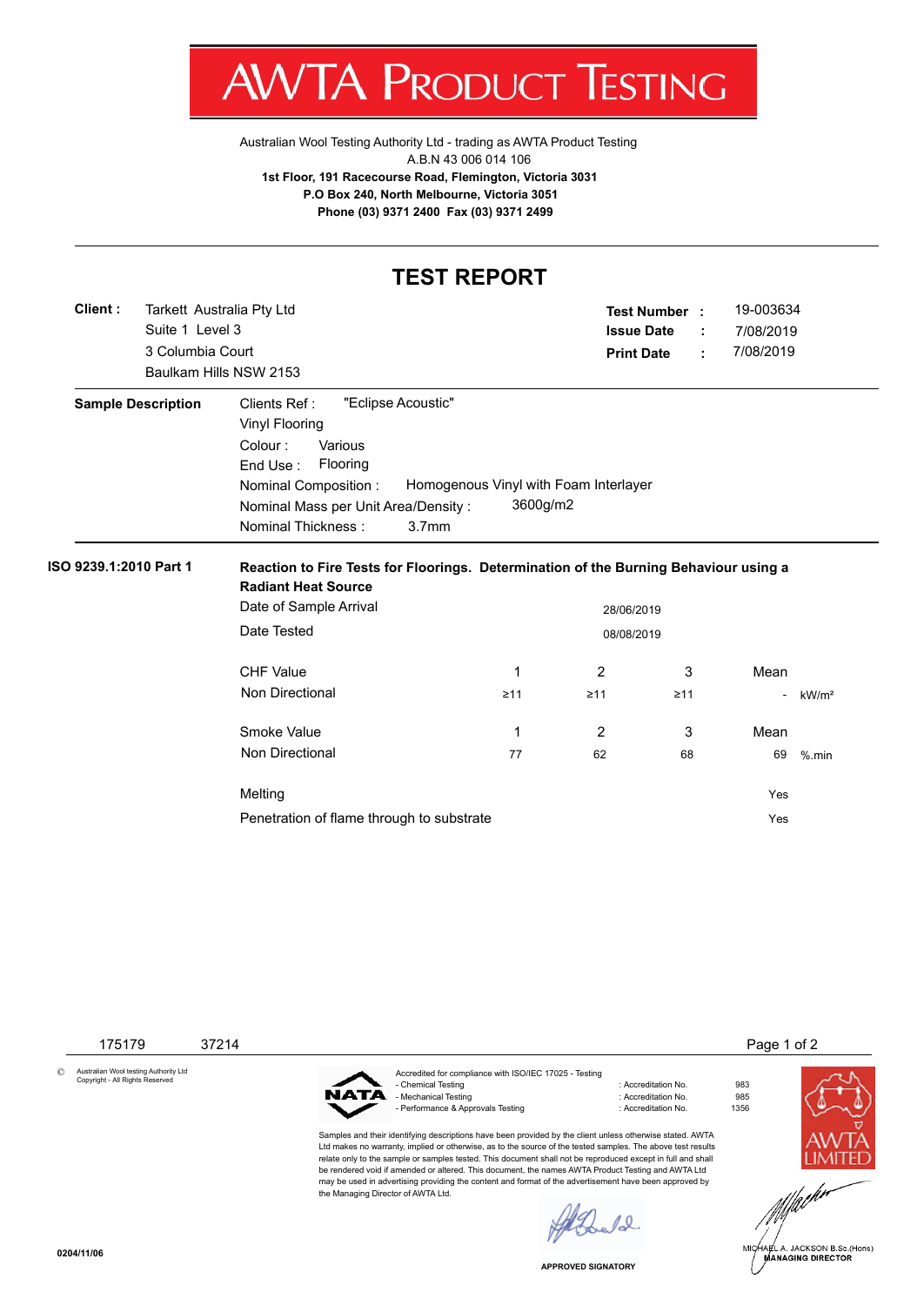# AWTA PRODUCT TESTING

Australian Wool Testing Authority Ltd - trading as AWTA Product Testing
A.B.N 43 006 014 106
**1st Floor, 191 Racecourse Road, Flemington, Victoria 3031**
**P.O Box 240, North Melbourne, Victoria 3051**
**Phone (03) 9371 2400 Fax (03) 9371 2499**

## TEST REPORT

**Client :** Tarkett Australia Pty Ltd
Suite 1 Level 3
3 Columbia Court
Baulkam Hills NSW 2153

**Test Number :** 19-003634
**Issue Date :** 7/08/2019
**Print Date :** 7/08/2019

**Sample Description**

Clients Ref : "Eclipse Acoustic"
Vinyl Flooring
Colour : Various
End Use : Flooring
Nominal Composition : Homogenous Vinyl with Foam Interlayer
Nominal Mass per Unit Area/Density : 3600g/m2
Nominal Thickness : 3.7mm

**ISO 9239.1:2010 Part 1**

**Reaction to Fire Tests for Floorings. Determination of the Burning Behaviour using a Radiant Heat Source**

Date of Sample Arrival: 28/06/2019
Date Tested: 08/08/2019

| CHF Value | 1 | 2 | 3 | Mean | |
|---|---|---|---|---|---|
| Non Directional | ≥11 | ≥11 | ≥11 | - | kW/m² |

| Smoke Value | 1 | 2 | 3 | Mean | |
|---|---|---|---|---|---|
| Non Directional | 77 | 62 | 68 | 69 | %.min |

| | |
|---|---|
| Melting | Yes |
| Penetration of flame through to substrate | Yes |

175179 37214

© Australian Wool testing Authority Ltd Copyright - All Rights Reserved

Accredited for compliance with ISO/IEC 17025 - Testing
- Chemical Testing : Accreditation No. 983
- Mechanical Testing : Accreditation No. 985
- Performance & Approvals Testing : Accreditation No. 1356

Samples and their identifying descriptions have been provided by the client unless otherwise stated. AWTA Ltd makes no warranty, implied or otherwise, as to the source of the tested samples. The above test results relate only to the sample or samples tested. This document shall not be reproduced except in full and shall be rendered void if amended or altered. This document, the names AWTA Product Testing and AWTA Ltd may be used in advertising providing the content and format of the advertisement have been approved by the Managing Director of AWTA Ltd.

APPROVED SIGNATORY

MICHAEL A. JACKSON B.Sc.(Hons)
MANAGING DIRECTOR

0204/11/06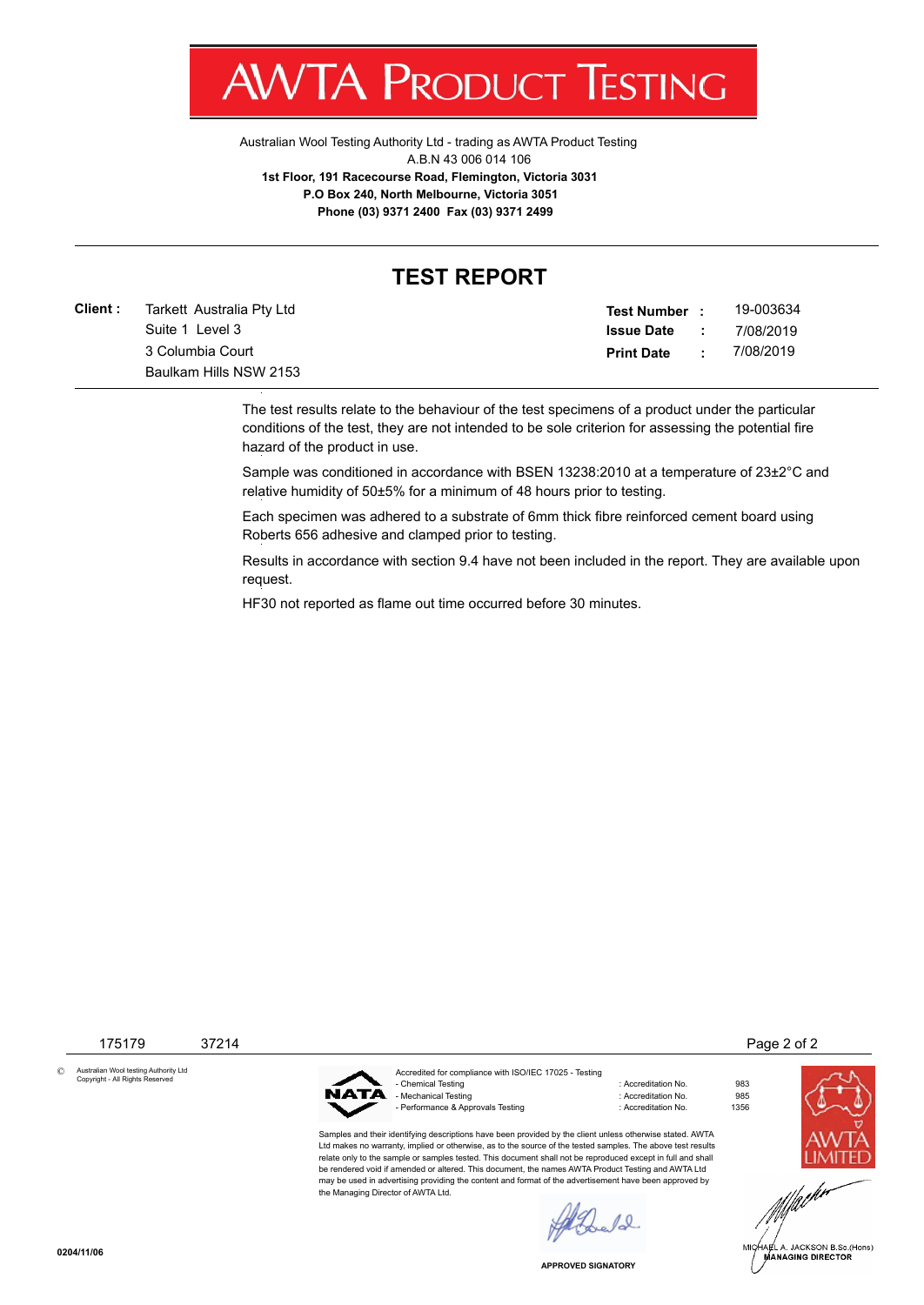# AWTA PRODUCT TESTING

Australian Wool Testing Authority Ltd - trading as AWTA Product Testing
A.B.N 43 006 014 106
**1st Floor, 191 Racecourse Road, Flemington, Victoria 3031**
**P.O Box 240, North Melbourne, Victoria 3051**
**Phone (03) 9371 2400 Fax (03) 9371 2499**

## TEST REPORT

| | | | |
|---|---|---|---|
| **Client :** | Tarkett Australia Pty Ltd | **Test Number :** | 19-003634 |
| | Suite 1 Level 3 | **Issue Date :** | 7/08/2019 |
| | 3 Columbia Court | **Print Date :** | 7/08/2019 |
| | Baulkam Hills NSW 2153 | | |

The test results relate to the behaviour of the test specimens of a product under the particular conditions of the test, they are not intended to be sole criterion for assessing the potential fire hazard of the product in use.

Sample was conditioned in accordance with BSEN 13238:2010 at a temperature of 23±2°C and relative humidity of 50±5% for a minimum of 48 hours prior to testing.

Each specimen was adhered to a substrate of 6mm thick fibre reinforced cement board using Roberts 656 adhesive and clamped prior to testing.

Results in accordance with section 9.4 have not been included in the report. They are available upon request.

HF30 not reported as flame out time occurred before 30 minutes.

175179 37214

© Australian Wool testing Authority Ltd
Copyright - All Rights Reserved

Accredited for compliance with ISO/IEC 17025 - Testing

| | | |
|---|---|---|
| - Chemical Testing | : Accreditation No. | 983 |
| - Mechanical Testing | : Accreditation No. | 985 |
| - Performance & Approvals Testing | : Accreditation No. | 1356 |

Samples and their identifying descriptions have been provided by the client unless otherwise stated. AWTA Ltd makes no warranty, implied or otherwise, as to the source of the tested samples. The above test results relate only to the sample or samples tested. This document shall not be reproduced except in full and shall be rendered void if amended or altered. This document, the names AWTA Product Testing and AWTA Ltd may be used in advertising providing the content and format of the advertisement have been approved by the Managing Director of AWTA Ltd.

APPROVED SIGNATORY

MICHAEL A. JACKSON B.Sc.(Hons)
MANAGING DIRECTOR

0204/11/06